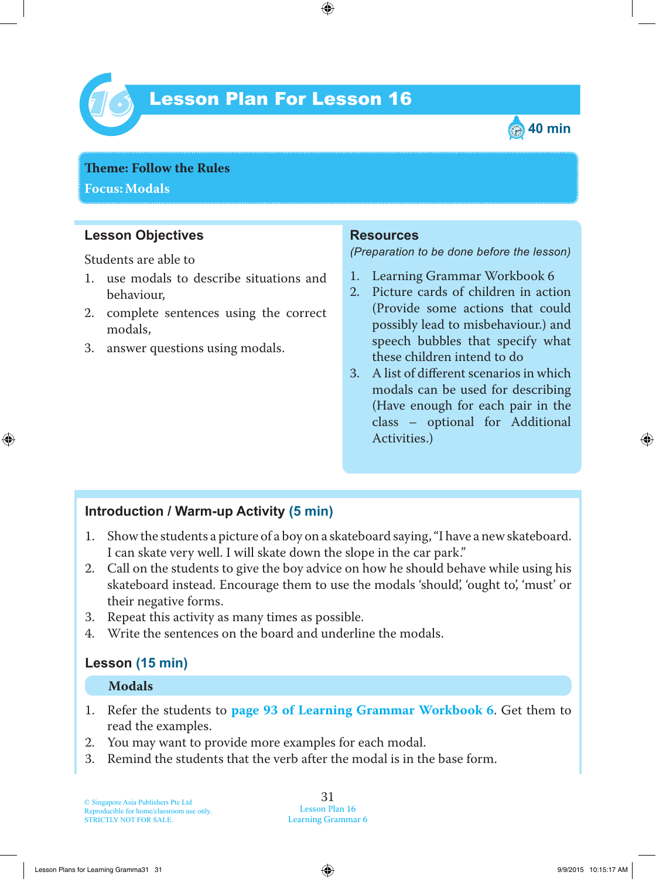# Lesson Plan For Lesson 16

40 min

**Theme: Follow the Rules**
**Focus: Modals**

## Lesson Objectives

Students are able to

1. use modals to describe situations and behaviour,
2. complete sentences using the correct modals,
3. answer questions using modals.

## Resources

*(Preparation to be done before the lesson)*

1. Learning Grammar Workbook 6
2. Picture cards of children in action (Provide some actions that could possibly lead to misbehaviour.) and speech bubbles that specify what these children intend to do
3. A list of different scenarios in which modals can be used for describing (Have enough for each pair in the class – optional for Additional Activities.)

## Introduction / Warm-up Activity (5 min)

1. Show the students a picture of a boy on a skateboard saying, "I have a new skateboard. I can skate very well. I will skate down the slope in the car park."
2. Call on the students to give the boy advice on how he should behave while using his skateboard instead. Encourage them to use the modals 'should', 'ought to', 'must' or their negative forms.
3. Repeat this activity as many times as possible.
4. Write the sentences on the board and underline the modals.

## Lesson (15 min)

### Modals

1. Refer the students to **page 93 of Learning Grammar Workbook 6**. Get them to read the examples.
2. You may want to provide more examples for each modal.
3. Remind the students that the verb after the modal is in the base form.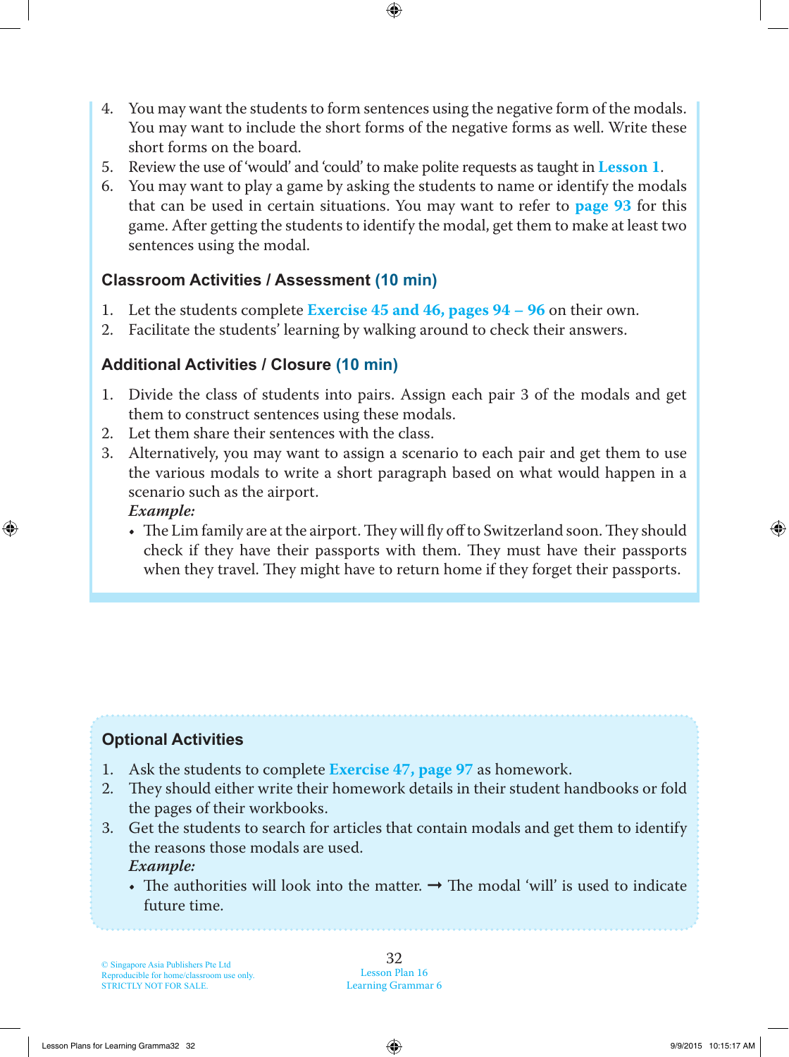4. You may want the students to form sentences using the negative form of the modals. You may want to include the short forms of the negative forms as well. Write these short forms on the board.
5. Review the use of 'would' and 'could' to make polite requests as taught in **Lesson 1**.
6. You may want to play a game by asking the students to name or identify the modals that can be used in certain situations. You may want to refer to **page 93** for this game. After getting the students to identify the modal, get them to make at least two sentences using the modal.

### Classroom Activities / Assessment (10 min)

1. Let the students complete **Exercise 45 and 46, pages 94 – 96** on their own.
2. Facilitate the students' learning by walking around to check their answers.

### Additional Activities / Closure (10 min)

1. Divide the class of students into pairs. Assign each pair 3 of the modals and get them to construct sentences using these modals.
2. Let them share their sentences with the class.
3. Alternatively, you may want to assign a scenario to each pair and get them to use the various modals to write a short paragraph based on what would happen in a scenario such as the airport.

   ***Example:***
   - The Lim family are at the airport. They will fly off to Switzerland soon. They should check if they have their passports with them. They must have their passports when they travel. They might have to return home if they forget their passports.

### Optional Activities

1. Ask the students to complete **Exercise 47, page 97** as homework.
2. They should either write their homework details in their student handbooks or fold the pages of their workbooks.
3. Get the students to search for articles that contain modals and get them to identify the reasons those modals are used.

   ***Example:***
   - The authorities will look into the matter. → The modal 'will' is used to indicate future time.

© Singapore Asia Publishers Pte Ltd
Reproducible for home/classroom use only.
STRICTLY NOT FOR SALE.

Lesson Plan 16
Learning Grammar 6